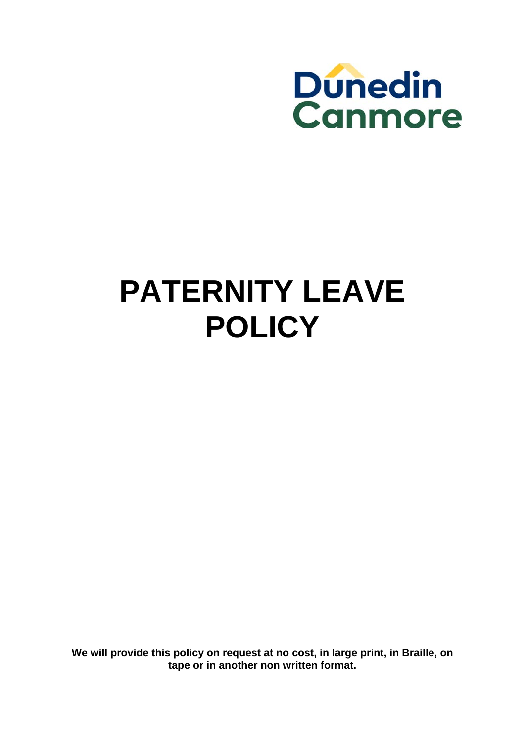Dunedin Canmore

# PATERNITY LEAVE POLICY

**We will provide this policy on request at no cost, in large print, in Braille, on tape or in another non written format.**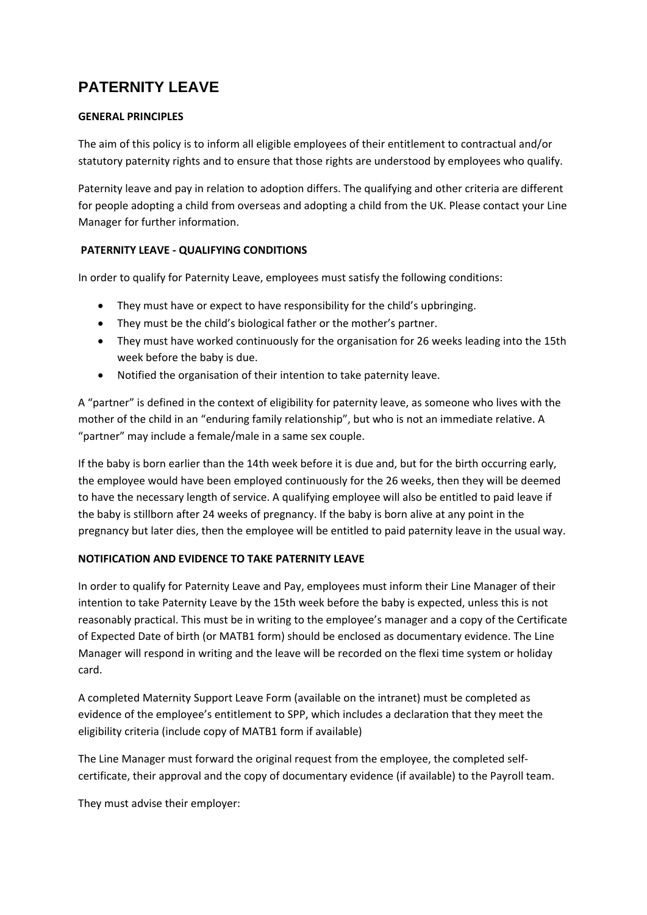# PATERNITY LEAVE

**GENERAL PRINCIPLES**

The aim of this policy is to inform all eligible employees of their entitlement to contractual and/or statutory paternity rights and to ensure that those rights are understood by employees who qualify.

Paternity leave and pay in relation to adoption differs. The qualifying and other criteria are different for people adopting a child from overseas and adopting a child from the UK. Please contact your Line Manager for further information.

**PATERNITY LEAVE - QUALIFYING CONDITIONS**

In order to qualify for Paternity Leave, employees must satisfy the following conditions:

- They must have or expect to have responsibility for the child's upbringing.
- They must be the child's biological father or the mother's partner.
- They must have worked continuously for the organisation for 26 weeks leading into the 15th week before the baby is due.
- Notified the organisation of their intention to take paternity leave.

A "partner" is defined in the context of eligibility for paternity leave, as someone who lives with the mother of the child in an "enduring family relationship", but who is not an immediate relative. A "partner" may include a female/male in a same sex couple.

If the baby is born earlier than the 14th week before it is due and, but for the birth occurring early, the employee would have been employed continuously for the 26 weeks, then they will be deemed to have the necessary length of service. A qualifying employee will also be entitled to paid leave if the baby is stillborn after 24 weeks of pregnancy. If the baby is born alive at any point in the pregnancy but later dies, then the employee will be entitled to paid paternity leave in the usual way.

**NOTIFICATION AND EVIDENCE TO TAKE PATERNITY LEAVE**

In order to qualify for Paternity Leave and Pay, employees must inform their Line Manager of their intention to take Paternity Leave by the 15th week before the baby is expected, unless this is not reasonably practical. This must be in writing to the employee's manager and a copy of the Certificate of Expected Date of birth (or MATB1 form) should be enclosed as documentary evidence. The Line Manager will respond in writing and the leave will be recorded on the flexi time system or holiday card.

A completed Maternity Support Leave Form (available on the intranet) must be completed as evidence of the employee's entitlement to SPP, which includes a declaration that they meet the eligibility criteria (include copy of MATB1 form if available)

The Line Manager must forward the original request from the employee, the completed self-certificate, their approval and the copy of documentary evidence (if available) to the Payroll team.

They must advise their employer: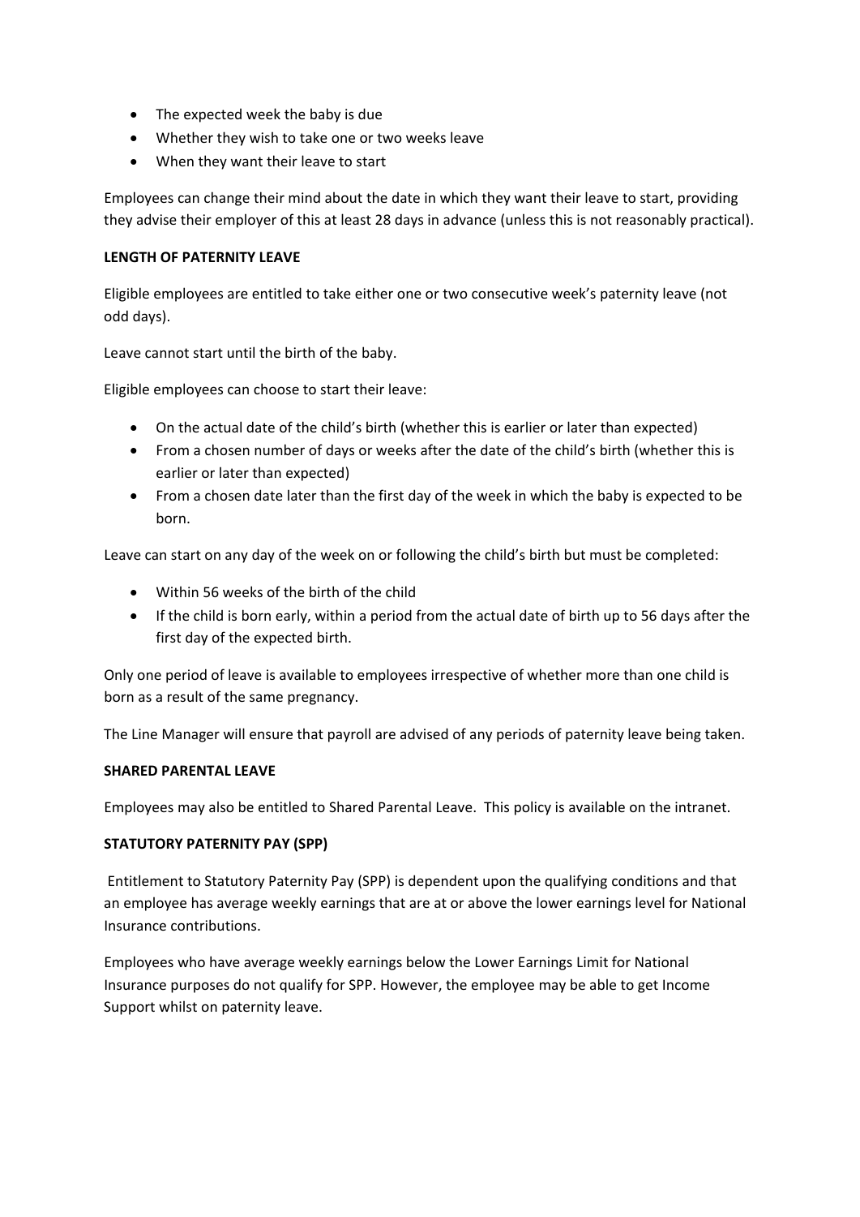- The expected week the baby is due
- Whether they wish to take one or two weeks leave
- When they want their leave to start

Employees can change their mind about the date in which they want their leave to start, providing they advise their employer of this at least 28 days in advance (unless this is not reasonably practical).

**LENGTH OF PATERNITY LEAVE**

Eligible employees are entitled to take either one or two consecutive week's paternity leave (not odd days).

Leave cannot start until the birth of the baby.

Eligible employees can choose to start their leave:

- On the actual date of the child's birth (whether this is earlier or later than expected)
- From a chosen number of days or weeks after the date of the child's birth (whether this is earlier or later than expected)
- From a chosen date later than the first day of the week in which the baby is expected to be born.

Leave can start on any day of the week on or following the child's birth but must be completed:

- Within 56 weeks of the birth of the child
- If the child is born early, within a period from the actual date of birth up to 56 days after the first day of the expected birth.

Only one period of leave is available to employees irrespective of whether more than one child is born as a result of the same pregnancy.

The Line Manager will ensure that payroll are advised of any periods of paternity leave being taken.

**SHARED PARENTAL LEAVE**

Employees may also be entitled to Shared Parental Leave. This policy is available on the intranet.

**STATUTORY PATERNITY PAY (SPP)**

Entitlement to Statutory Paternity Pay (SPP) is dependent upon the qualifying conditions and that an employee has average weekly earnings that are at or above the lower earnings level for National Insurance contributions.

Employees who have average weekly earnings below the Lower Earnings Limit for National Insurance purposes do not qualify for SPP. However, the employee may be able to get Income Support whilst on paternity leave.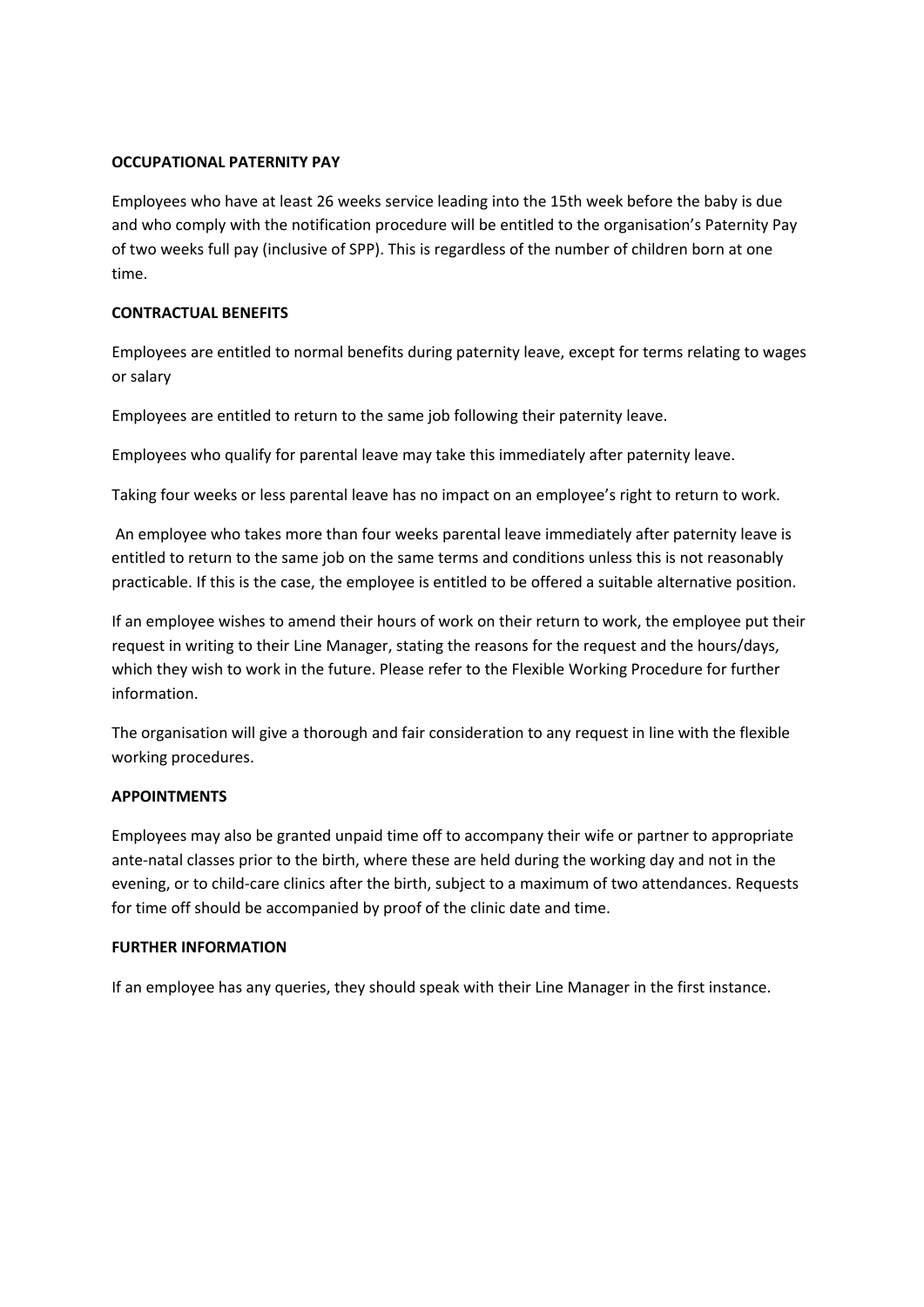**OCCUPATIONAL PATERNITY PAY**

Employees who have at least 26 weeks service leading into the 15th week before the baby is due and who comply with the notification procedure will be entitled to the organisation's Paternity Pay of two weeks full pay (inclusive of SPP). This is regardless of the number of children born at one time.

**CONTRACTUAL BENEFITS**

Employees are entitled to normal benefits during paternity leave, except for terms relating to wages or salary

Employees are entitled to return to the same job following their paternity leave.

Employees who qualify for parental leave may take this immediately after paternity leave.

Taking four weeks or less parental leave has no impact on an employee's right to return to work.

An employee who takes more than four weeks parental leave immediately after paternity leave is entitled to return to the same job on the same terms and conditions unless this is not reasonably practicable. If this is the case, the employee is entitled to be offered a suitable alternative position.

If an employee wishes to amend their hours of work on their return to work, the employee put their request in writing to their Line Manager, stating the reasons for the request and the hours/days, which they wish to work in the future. Please refer to the Flexible Working Procedure for further information.

The organisation will give a thorough and fair consideration to any request in line with the flexible working procedures.

**APPOINTMENTS**

Employees may also be granted unpaid time off to accompany their wife or partner to appropriate ante-natal classes prior to the birth, where these are held during the working day and not in the evening, or to child-care clinics after the birth, subject to a maximum of two attendances. Requests for time off should be accompanied by proof of the clinic date and time.

**FURTHER INFORMATION**

If an employee has any queries, they should speak with their Line Manager in the first instance.